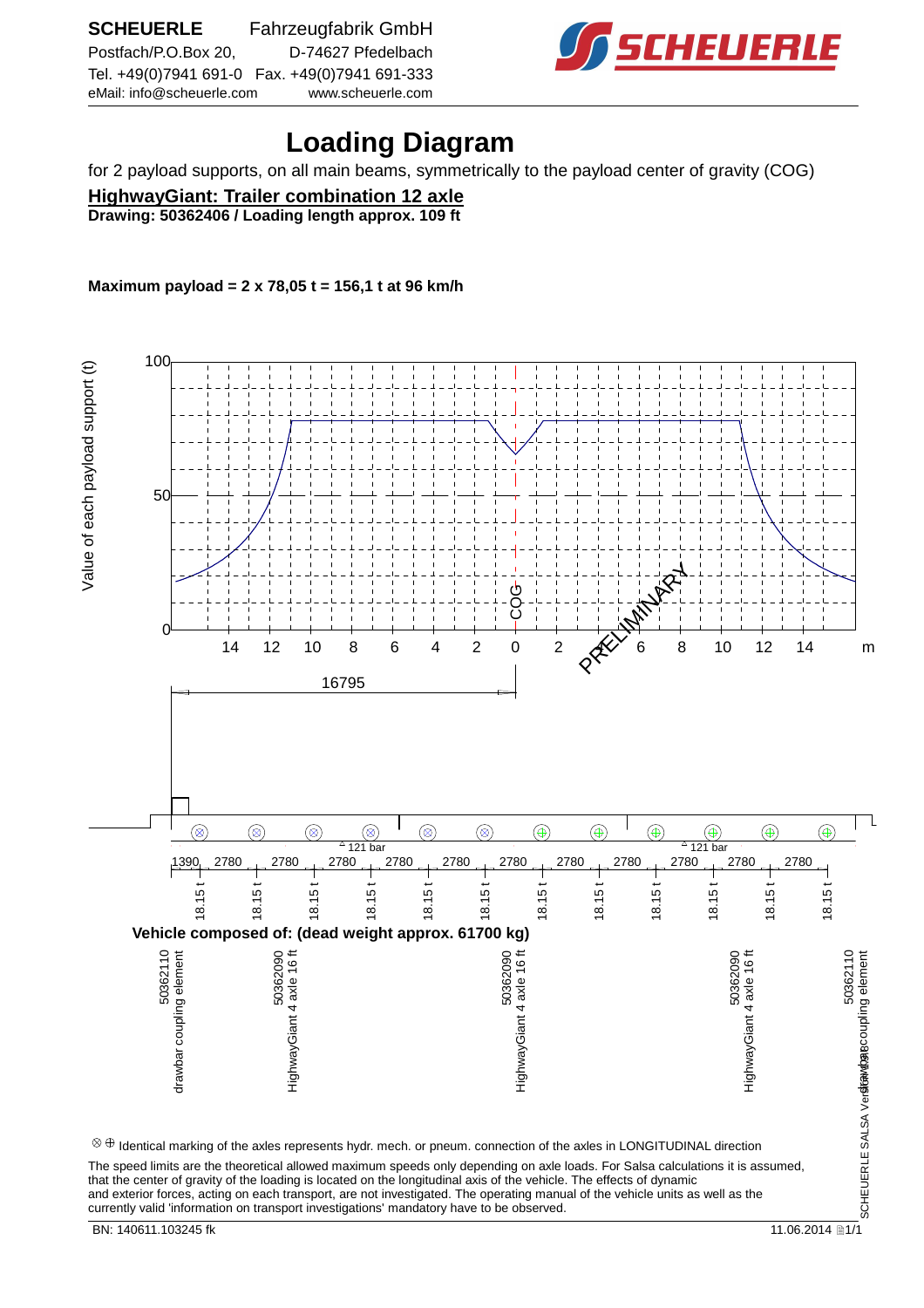**SCHEUERLE** Fahrzeugfabrik GmbH
Postfach/P.O.Box 20, D-74627 Pfedelbach
Tel. +49(0)7941 691-0 Fax. +49(0)7941 691-333
eMail: info@scheuerle.com www.scheuerle.com

# Loading Diagram

for 2 payload supports, on all main beams, symmetrically to the payload center of gravity (COG)

## HighwayGiant: Trailer combination 12 axle

**Drawing: 50362406 / Loading length approx. 109 ft**

**Maximum payload = 2 x 78,05 t = 156,1 t at 96 km/h**

Value of each payload support (t)

100

50

0

14 12 10 8 6 4 2 0 2 4 6 8 10 12 14 m

COG

PRELIMINARY

16795

≙ 121 bar ≙ 121 bar

1390 2780 2780 2780 2780 2780 2780 2780 2780 2780 2780 2780

18.15 t 18.15 t 18.15 t 18.15 t 18.15 t 18.15 t 18.15 t 18.15 t 18.15 t 18.15 t 18.15 t 18.15 t

**Vehicle composed of: (dead weight approx. 61700 kg)**

| 50362110 drawbar coupling element | 50362090 HighwayGiant 4 axle 16 ft | 50362090 HighwayGiant 4 axle 16 ft | 50362090 HighwayGiant 4 axle 16 ft | 50362110 drawbar coupling element |
|---|---|---|---|---|

⊗ ⊕ Identical marking of the axles represents hydr. mech. or pneum. connection of the axles in LONGITUDINAL direction

The speed limits are the theoretical allowed maximum speeds only depending on axle loads. For Salsa calculations it is assumed, that the center of gravity of the loading is located on the longitudinal axis of the vehicle. The effects of dynamic and exterior forces, acting on each transport, are not investigated. The operating manual of the vehicle units as well as the currently valid 'information on transport investigations' mandatory have to be observed.

SCHEUERLE SALSA Version

BN: 140611.103245 fk 11.06.2014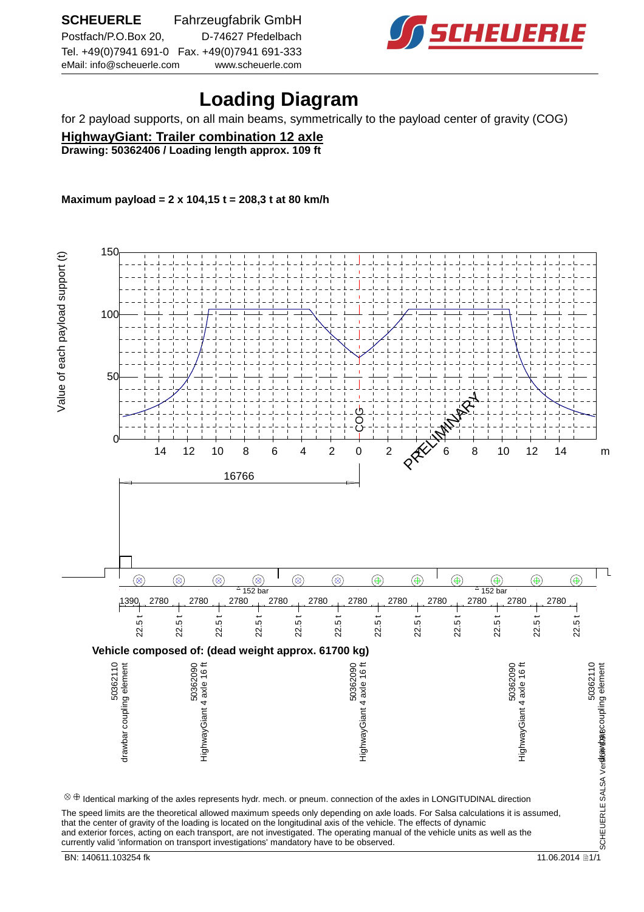# Loading Diagram

for 2 payload supports, on all main beams, symmetrically to the payload center of gravity (COG)

## HighwayGiant: Trailer combination 12 axle

**Drawing: 50362406 / Loading length approx. 109 ft**

**Maximum payload = 2 x 104,15 t = 208,3 t at 80 km/h**

Value of each payload support (t)

150

100

50

0

14 12 10 8 6 4 2 0 2 4 6 8 10 12 14 m

COG

PRELIMINARY

16766

152 bar

152 bar

1390 2780 2780 2780 2780 2780 2780 2780 2780 2780 2780 2780

22.5 t 22.5 t 22.5 t 22.5 t 22.5 t 22.5 t 22.5 t 22.5 t 22.5 t 22.5 t 22.5 t 22.5 t

**Vehicle composed of: (dead weight approx. 61700 kg)**

- 50362110 drawbar coupling element
- 50362090 HighwayGiant 4 axle 16 ft
- 50362090 HighwayGiant 4 axle 16 ft
- 50362090 HighwayGiant 4 axle 16 ft
- 50362110 drawbar coupling element

⊗ ⊕ Identical marking of the axles represents hydr. mech. or pneum. connection of the axles in LONGITUDINAL direction

The speed limits are the theoretical allowed maximum speeds only depending on axle loads. For Salsa calculations it is assumed, that the center of gravity of the loading is located on the longitudinal axis of the vehicle. The effects of dynamic and exterior forces, acting on each transport, are not investigated. The operating manual of the vehicle units as well as the currently valid 'information on transport investigations' mandatory have to be observed.

BN: 140611.103254 fk

11.06.2014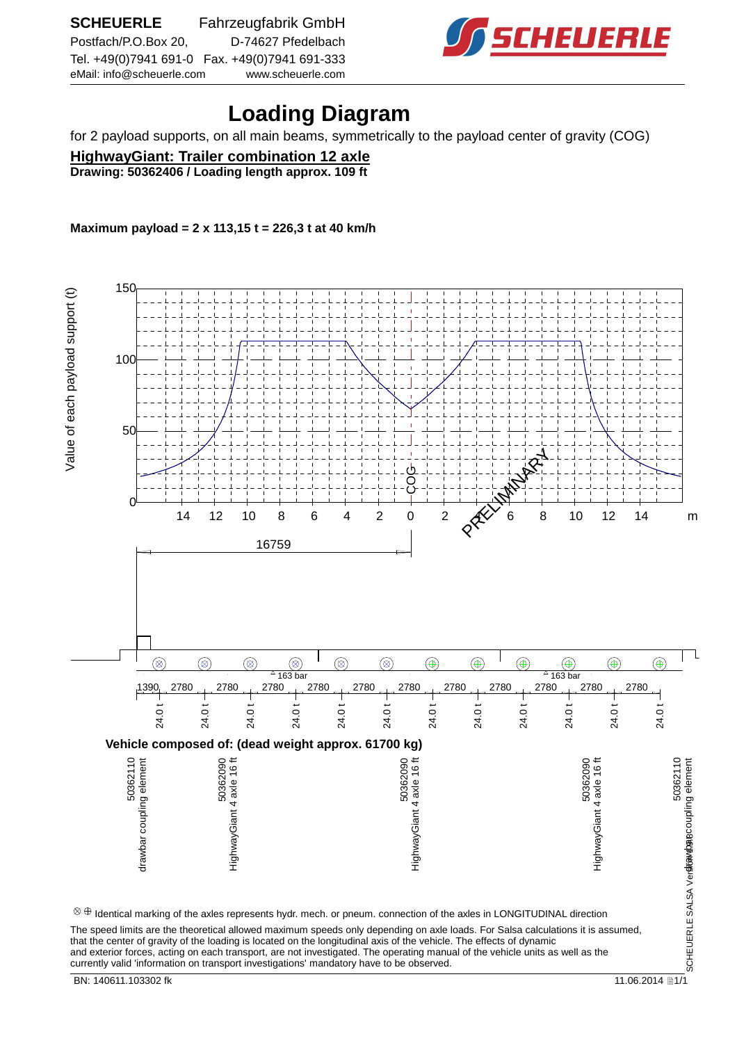**SCHEUERLE** Fahrzeugfabrik GmbH
Postfach/P.O.Box 20, D-74627 Pfedelbach
Tel. +49(0)7941 691-0 Fax. +49(0)7941 691-333
eMail: info@scheuerle.com www.scheuerle.com

# Loading Diagram

for 2 payload supports, on all main beams, symmetrically to the payload center of gravity (COG)

## HighwayGiant: Trailer combination 12 axle

**Drawing: 50362406 / Loading length approx. 109 ft**

**Maximum payload = 2 x 113,15 t = 226,3 t at 40 km/h**

Value of each payload support (t)

150
100
50
0

14 12 10 8 6 4 2 0 2 4 6 8 10 12 14 m

COG

PRELIMINARY

16759

163 bar 163 bar

1390 2780 2780 2780 2780 2780 2780 2780 2780 2780 2780 2780

24.0 t 24.0 t 24.0 t 24.0 t 24.0 t 24.0 t 24.0 t 24.0 t 24.0 t 24.0 t 24.0 t 24.0 t

**Vehicle composed of: (dead weight approx. 61700 kg)**

- 50362110 drawbar coupling element
- 50362090 HighwayGiant 4 axle 16 ft
- 50362090 HighwayGiant 4 axle 16 ft
- 50362090 HighwayGiant 4 axle 16 ft
- 50362110 drawbar coupling element

⊗ ⊕ Identical marking of the axles represents hydr. mech. or pneum. connection of the axles in LONGITUDINAL direction

The speed limits are the theoretical allowed maximum speeds only depending on axle loads. For Salsa calculations it is assumed, that the center of gravity of the loading is located on the longitudinal axis of the vehicle. The effects of dynamic and exterior forces, acting on each transport, are not investigated. The operating manual of the vehicle units as well as the currently valid 'information on transport investigations' mandatory have to be observed.

SCHEUERLE SALSA Version 6.1

BN: 140611.103302 fk 11.06.2014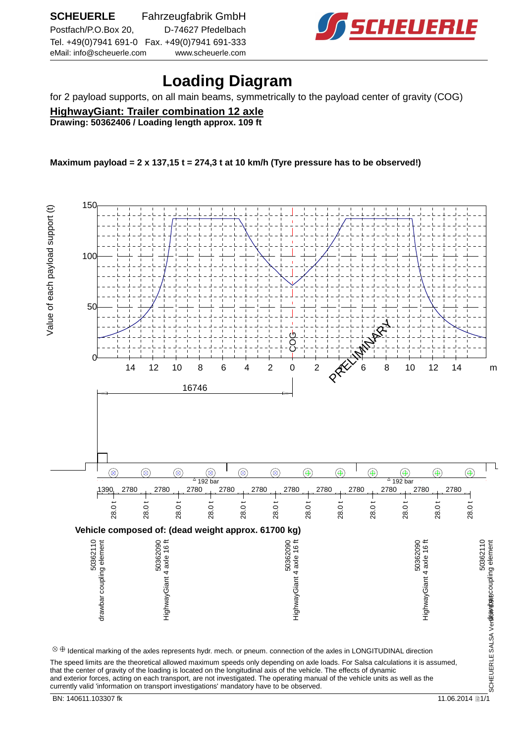**SCHEUERLE** Fahrzeugfabrik GmbH
Postfach/P.O.Box 20, D-74627 Pfedelbach
Tel. +49(0)7941 691-0 Fax. +49(0)7941 691-333
eMail: info@scheuerle.com www.scheuerle.com

# Loading Diagram

for 2 payload supports, on all main beams, symmetrically to the payload center of gravity (COG)

## HighwayGiant: Trailer combination 12 axle

**Drawing: 50362406 / Loading length approx. 109 ft**

**Maximum payload = 2 x 137,15 t = 274,3 t at 10 km/h (Tyre pressure has to be observed!)**

Value of each payload support (t)

150
100
50
0

14 12 10 8 6 4 2 0 2 4 6 8 10 12 14 m

COG

PRELIMINARY

16746

192 bar

192 bar

1390 2780 2780 2780 2780 2780 2780 2780 2780 2780 2780 2780

28.0 t 28.0 t 28.0 t 28.0 t 28.0 t 28.0 t 28.0 t 28.0 t 28.0 t 28.0 t 28.0 t 28.0 t

**Vehicle composed of: (dead weight approx. 61700 kg)**

50362110 drawbar coupling element

50362090 HighwayGiant 4 axle 16 ft

50362090 HighwayGiant 4 axle 16 ft

50362090 HighwayGiant 4 axle 16 ft

50362110 drawbar coupling element

⊗ ⊕ Identical marking of the axles represents hydr. mech. or pneum. connection of the axles in LONGITUDINAL direction

The speed limits are the theoretical allowed maximum speeds only depending on axle loads. For Salsa calculations it is assumed, that the center of gravity of the loading is located on the longitudinal axis of the vehicle. The effects of dynamic and exterior forces, acting on each transport, are not investigated. The operating manual of the vehicle units as well as the currently valid 'information on transport investigations' mandatory have to be observed.

SCHEUERLE SALSA Version

BN: 140611.103307 fk

11.06.2014